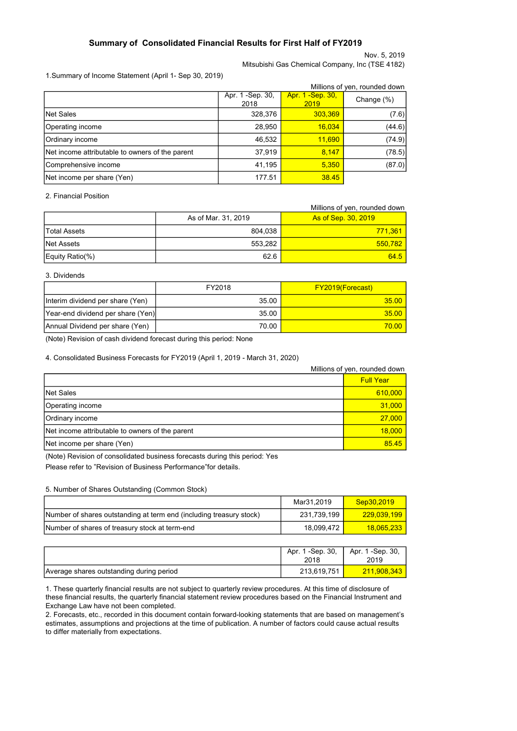# Summary of Consolidated Financial Results for First Half of FY2019

Nov. 5, 2019

Mitsubishi Gas Chemical Company, Inc (TSE 4182)

1.Summary of Income Statement (April 1- Sep 30, 2019)

Millions of yen, rounded down

| | Apr. 1 -Sep. 30, 2018 | Apr. 1 -Sep. 30, 2019 | Change (%) |
|---|---|---|---|
| Net Sales | 328,376 | 303,369 | (7.6) |
| Operating income | 28,950 | 16,034 | (44.6) |
| Ordinary income | 46,532 | 11,690 | (74.9) |
| Net income attributable to owners of the parent | 37,919 | 8,147 | (78.5) |
| Comprehensive income | 41,195 | 5,350 | (87.0) |
| Net income per share (Yen) | 177.51 | 38.45 | |

2. Financial Position

Millions of yen, rounded down

| | As of Mar. 31, 2019 | As of Sep. 30, 2019 |
|---|---|---|
| Total Assets | 804,038 | 771,361 |
| Net Assets | 553,282 | 550,782 |
| Equity Ratio(%) | 62.6 | 64.5 |

3. Dividends

| | FY2018 | FY2019(Forecast) |
|---|---|---|
| Interim dividend per share (Yen) | 35.00 | 35.00 |
| Year-end dividend per share (Yen) | 35.00 | 35.00 |
| Annual Dividend per share (Yen) | 70.00 | 70.00 |

(Note) Revision of cash dividend forecast during this period: None

4. Consolidated Business Forecasts for FY2019 (April 1, 2019 - March 31, 2020)

Millions of yen, rounded down

| | Full Year |
|---|---|
| Net Sales | 610,000 |
| Operating income | 31,000 |
| Ordinary income | 27,000 |
| Net income attributable to owners of the parent | 18,000 |
| Net income per share (Yen) | 85.45 |

(Note) Revision of consolidated business forecasts during this period: Yes

Please refer to "Revision of Business Performance"for details.

5. Number of Shares Outstanding (Common Stock)

| | Mar31,2019 | Sep30,2019 |
|---|---|---|
| Number of shares outstanding at term end (including treasury stock) | 231,739,199 | 229,039,199 |
| Number of shares of treasury stock at term-end | 18,099,472 | 18,065,233 |

| | Apr. 1 -Sep. 30, 2018 | Apr. 1 -Sep. 30, 2019 |
|---|---|---|
| Average shares outstanding during period | 213,619,751 | 211,908,343 |

1. These quarterly financial results are not subject to quarterly review procedures. At this time of disclosure of these financial results, the quarterly financial statement review procedures based on the Financial Instrument and Exchange Law have not been completed.
2. Forecasts, etc., recorded in this document contain forward-looking statements that are based on management's estimates, assumptions and projections at the time of publication. A number of factors could cause actual results to differ materially from expectations.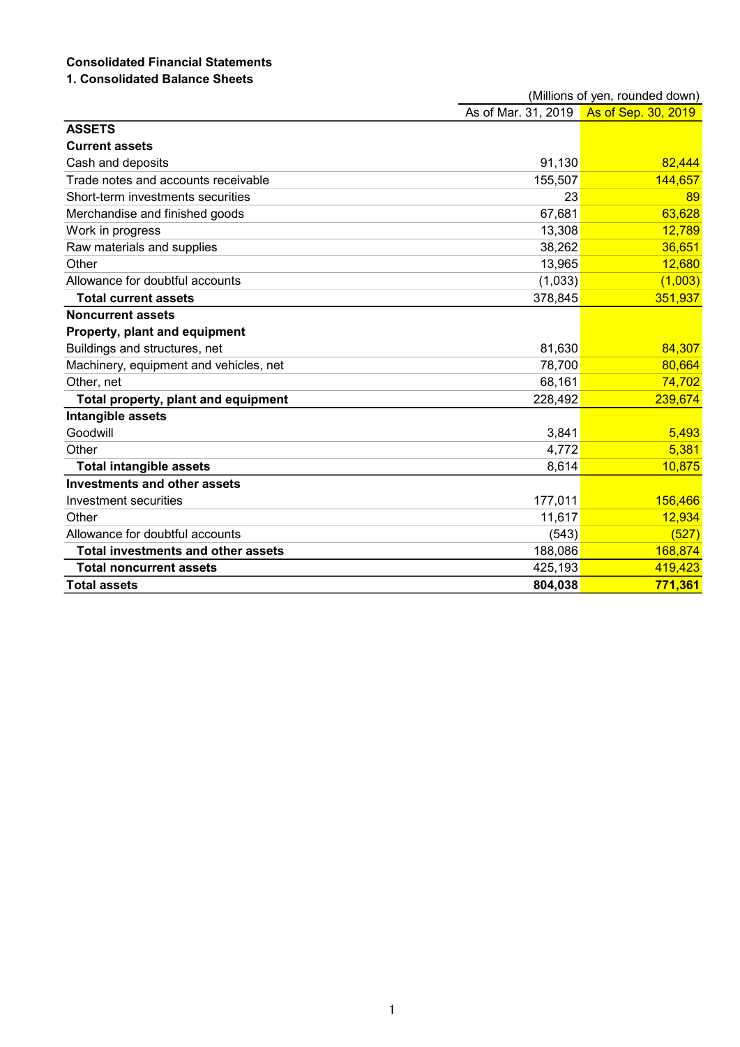**Consolidated Financial Statements**

**1. Consolidated Balance Sheets**

(Millions of yen, rounded down)

| | As of Mar. 31, 2019 | As of Sep. 30, 2019 |
|---|---|---|
| **ASSETS** | | |
| **Current assets** | | |
| Cash and deposits | 91,130 | 82,444 |
| Trade notes and accounts receivable | 155,507 | 144,657 |
| Short-term investments securities | 23 | 89 |
| Merchandise and finished goods | 67,681 | 63,628 |
| Work in progress | 13,308 | 12,789 |
| Raw materials and supplies | 38,262 | 36,651 |
| Other | 13,965 | 12,680 |
| Allowance for doubtful accounts | (1,033) | (1,003) |
| **Total current assets** | 378,845 | 351,937 |
| **Noncurrent assets** | | |
| **Property, plant and equipment** | | |
| Buildings and structures, net | 81,630 | 84,307 |
| Machinery, equipment and vehicles, net | 78,700 | 80,664 |
| Other, net | 68,161 | 74,702 |
| **Total property, plant and equipment** | 228,492 | 239,674 |
| **Intangible assets** | | |
| Goodwill | 3,841 | 5,493 |
| Other | 4,772 | 5,381 |
| **Total intangible assets** | 8,614 | 10,875 |
| **Investments and other assets** | | |
| Investment securities | 177,011 | 156,466 |
| Other | 11,617 | 12,934 |
| Allowance for doubtful accounts | (543) | (527) |
| **Total investments and other assets** | 188,086 | 168,874 |
| **Total noncurrent assets** | 425,193 | 419,423 |
| **Total assets** | **804,038** | **771,361** |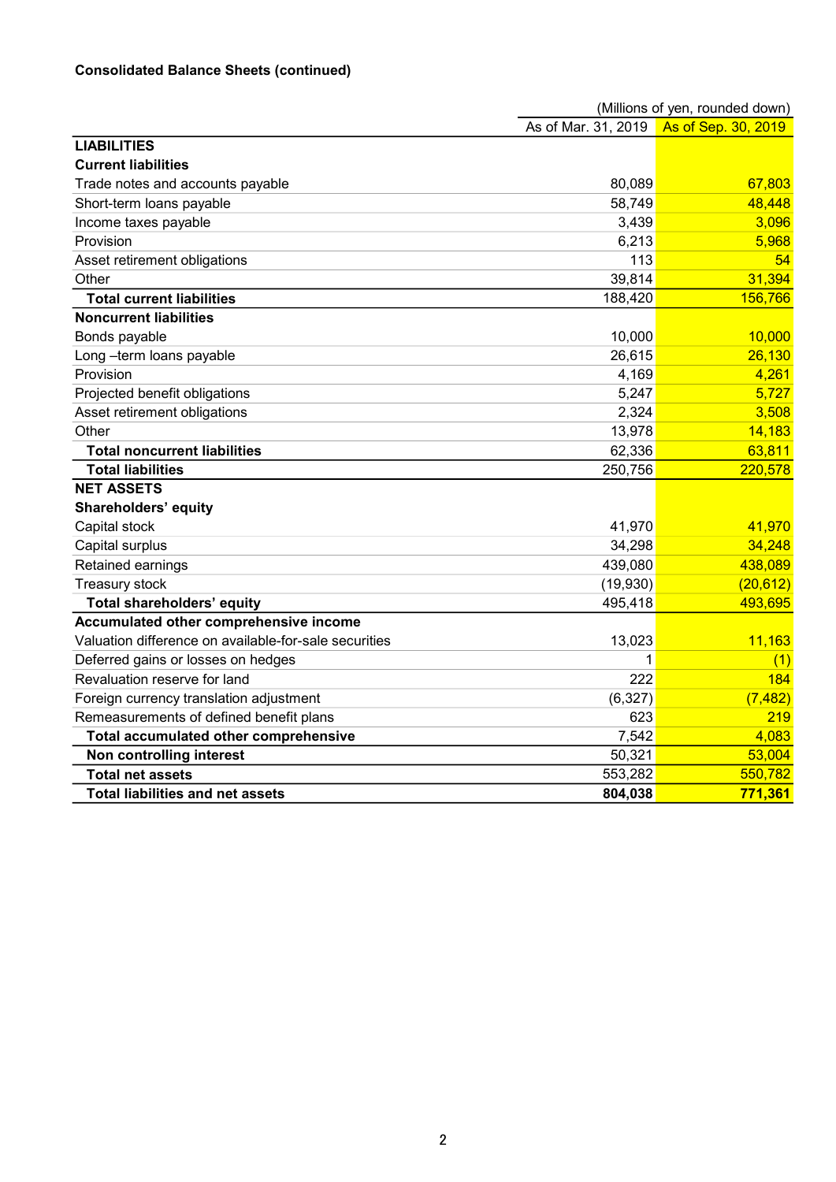**Consolidated Balance Sheets (continued)**

(Millions of yen, rounded down)

| | As of Mar. 31, 2019 | As of Sep. 30, 2019 |
|---|---|---|
| **LIABILITIES** | | |
| **Current liabilities** | | |
| Trade notes and accounts payable | 80,089 | 67,803 |
| Short-term loans payable | 58,749 | 48,448 |
| Income taxes payable | 3,439 | 3,096 |
| Provision | 6,213 | 5,968 |
| Asset retirement obligations | 113 | 54 |
| Other | 39,814 | 31,394 |
| **Total current liabilities** | 188,420 | 156,766 |
| **Noncurrent liabilities** | | |
| Bonds payable | 10,000 | 10,000 |
| Long –term loans payable | 26,615 | 26,130 |
| Provision | 4,169 | 4,261 |
| Projected benefit obligations | 5,247 | 5,727 |
| Asset retirement obligations | 2,324 | 3,508 |
| Other | 13,978 | 14,183 |
| **Total noncurrent liabilities** | 62,336 | 63,811 |
| **Total liabilities** | 250,756 | 220,578 |
| **NET ASSETS** | | |
| **Shareholders' equity** | | |
| Capital stock | 41,970 | 41,970 |
| Capital surplus | 34,298 | 34,248 |
| Retained earnings | 439,080 | 438,089 |
| Treasury stock | (19,930) | (20,612) |
| **Total shareholders' equity** | 495,418 | 493,695 |
| **Accumulated other comprehensive income** | | |
| Valuation difference on available-for-sale securities | 13,023 | 11,163 |
| Deferred gains or losses on hedges | 1 | (1) |
| Revaluation reserve for land | 222 | 184 |
| Foreign currency translation adjustment | (6,327) | (7,482) |
| Remeasurements of defined benefit plans | 623 | 219 |
| **Total accumulated other comprehensive** | 7,542 | 4,083 |
| **Non controlling interest** | 50,321 | 53,004 |
| **Total net assets** | 553,282 | 550,782 |
| **Total liabilities and net assets** | **804,038** | **771,361** |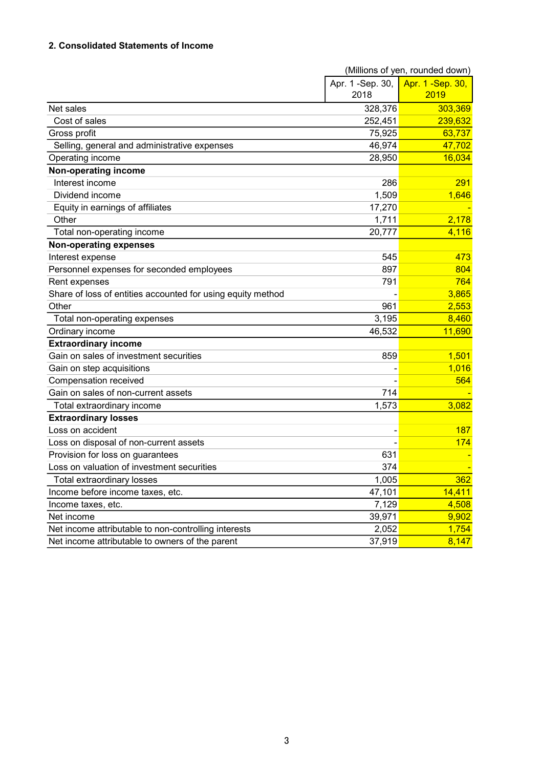### 2. Consolidated Statements of Income

(Millions of yen, rounded down)

| | Apr. 1 -Sep. 30, 2018 | Apr. 1 -Sep. 30, 2019 |
|---|---|---|
| Net sales | 328,376 | 303,369 |
| Cost of sales | 252,451 | 239,632 |
| Gross profit | 75,925 | 63,737 |
| Selling, general and administrative expenses | 46,974 | 47,702 |
| Operating income | 28,950 | 16,034 |
| **Non-operating income** | | |
| Interest income | 286 | 291 |
| Dividend income | 1,509 | 1,646 |
| Equity in earnings of affiliates | 17,270 | - |
| Other | 1,711 | 2,178 |
| Total non-operating income | 20,777 | 4,116 |
| **Non-operating expenses** | | |
| Interest expense | 545 | 473 |
| Personnel expenses for seconded employees | 897 | 804 |
| Rent expenses | 791 | 764 |
| Share of loss of entities accounted for using equity method | - | 3,865 |
| Other | 961 | 2,553 |
| Total non-operating expenses | 3,195 | 8,460 |
| Ordinary income | 46,532 | 11,690 |
| **Extraordinary income** | | |
| Gain on sales of investment securities | 859 | 1,501 |
| Gain on step acquisitions | - | 1,016 |
| Compensation received | - | 564 |
| Gain on sales of non-current assets | 714 | - |
| Total extraordinary income | 1,573 | 3,082 |
| **Extraordinary losses** | | |
| Loss on accident | - | 187 |
| Loss on disposal of non-current assets | - | 174 |
| Provision for loss on guarantees | 631 | - |
| Loss on valuation of investment securities | 374 | - |
| Total extraordinary losses | 1,005 | 362 |
| Income before income taxes, etc. | 47,101 | 14,411 |
| Income taxes, etc. | 7,129 | 4,508 |
| Net income | 39,971 | 9,902 |
| Net income attributable to non-controlling interests | 2,052 | 1,754 |
| Net income attributable to owners of the parent | 37,919 | 8,147 |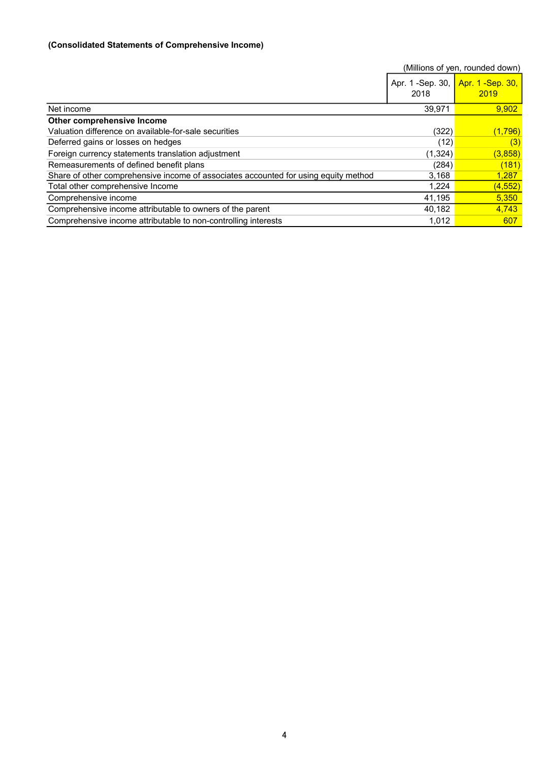**(Consolidated Statements of Comprehensive Income)**

(Millions of yen, rounded down)

| | Apr. 1 -Sep. 30, 2018 | Apr. 1 -Sep. 30, 2019 |
|---|---|---|
| Net income | 39,971 | 9,902 |
| **Other comprehensive Income** | | |
| Valuation difference on available-for-sale securities | (322) | (1,796) |
| Deferred gains or losses on hedges | (12) | (3) |
| Foreign currency statements translation adjustment | (1,324) | (3,858) |
| Remeasurements of defined benefit plans | (284) | (181) |
| Share of other comprehensive income of associates accounted for using equity method | 3,168 | 1,287 |
| Total other comprehensive Income | 1,224 | (4,552) |
| Comprehensive income | 41,195 | 5,350 |
| Comprehensive income attributable to owners of the parent | 40,182 | 4,743 |
| Comprehensive income attributable to non-controlling interests | 1,012 | 607 |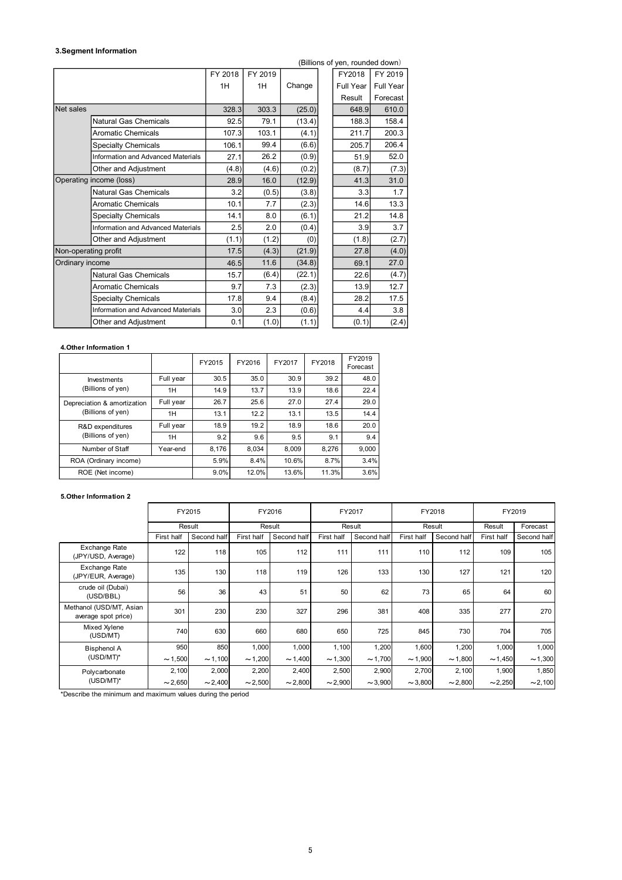### 3.Segment Information

(Billions of yen, rounded down)

| | | FY 2018 1H | FY 2019 1H | Change | FY2018 Full Year Result | FY 2019 Full Year Forecast |
|---|---|---|---|---|---|---|
| Net sales | | 328.3 | 303.3 | (25.0) | 648.9 | 610.0 |
| | Natural Gas Chemicals | 92.5 | 79.1 | (13.4) | 188.3 | 158.4 |
| | Aromatic Chemicals | 107.3 | 103.1 | (4.1) | 211.7 | 200.3 |
| | Specialty Chemicals | 106.1 | 99.4 | (6.6) | 205.7 | 206.4 |
| | Information and Advanced Materials | 27.1 | 26.2 | (0.9) | 51.9 | 52.0 |
| | Other and Adjustment | (4.8) | (4.6) | (0.2) | (8.7) | (7.3) |
| Operating income (loss) | | 28.9 | 16.0 | (12.9) | 41.3 | 31.0 |
| | Natural Gas Chemicals | 3.2 | (0.5) | (3.8) | 3.3 | 1.7 |
| | Aromatic Chemicals | 10.1 | 7.7 | (2.3) | 14.6 | 13.3 |
| | Specialty Chemicals | 14.1 | 8.0 | (6.1) | 21.2 | 14.8 |
| | Information and Advanced Materials | 2.5 | 2.0 | (0.4) | 3.9 | 3.7 |
| | Other and Adjustment | (1.1) | (1.2) | (0) | (1.8) | (2.7) |
| Non-operating profit | | 17.5 | (4.3) | (21.9) | 27.8 | (4.0) |
| Ordinary income | | 46.5 | 11.6 | (34.8) | 69.1 | 27.0 |
| | Natural Gas Chemicals | 15.7 | (6.4) | (22.1) | 22.6 | (4.7) |
| | Aromatic Chemicals | 9.7 | 7.3 | (2.3) | 13.9 | 12.7 |
| | Specialty Chemicals | 17.8 | 9.4 | (8.4) | 28.2 | 17.5 |
| | Information and Advanced Materials | 3.0 | 2.3 | (0.6) | 4.4 | 3.8 |
| | Other and Adjustment | 0.1 | (1.0) | (1.1) | (0.1) | (2.4) |

#### 4.Other Information 1

| | | FY2015 | FY2016 | FY2017 | FY2018 | FY2019 Forecast |
|---|---|---|---|---|---|---|
| Investments (Billions of yen) | Full year | 30.5 | 35.0 | 30.9 | 39.2 | 48.0 |
| | 1H | 14.9 | 13.7 | 13.9 | 18.6 | 22.4 |
| Depreciation & amortization (Billions of yen) | Full year | 26.7 | 25.6 | 27.0 | 27.4 | 29.0 |
| | 1H | 13.1 | 12.2 | 13.1 | 13.5 | 14.4 |
| R&D expenditures (Billions of yen) | Full year | 18.9 | 19.2 | 18.9 | 18.6 | 20.0 |
| | 1H | 9.2 | 9.6 | 9.5 | 9.1 | 9.4 |
| Number of Staff | Year-end | 8,176 | 8,034 | 8,009 | 8,276 | 9,000 |
| ROA (Ordinary income) | | 5.9% | 8.4% | 10.6% | 8.7% | 3.4% |
| ROE (Net income) | | 9.0% | 12.0% | 13.6% | 11.3% | 3.6% |

#### 5.Other Information 2

| | FY2015 | | FY2016 | | FY2017 | | FY2018 | | FY2019 | |
|---|---|---|---|---|---|---|---|---|---|---|
| | Result | | Result | | Result | | Result | | Result | Forecast |
| | First half | Second half | First half | Second half | First half | Second half | First half | Second half | First half | Second half |
| Exchange Rate (JPY/USD, Average) | 122 | 118 | 105 | 112 | 111 | 111 | 110 | 112 | 109 | 105 |
| Exchange Rate (JPY/EUR, Average) | 135 | 130 | 118 | 119 | 126 | 133 | 130 | 127 | 121 | 120 |
| crude oil (Dubai) (USD/BBL) | 56 | 36 | 43 | 51 | 50 | 62 | 73 | 65 | 64 | 60 |
| Methanol (USD/MT, Asian average spot price) | 301 | 230 | 230 | 327 | 296 | 381 | 408 | 335 | 277 | 270 |
| Mixed Xylene (USD/MT) | 740 | 630 | 660 | 680 | 650 | 725 | 845 | 730 | 704 | 705 |
| Bisphenol A (USD/MT)* | 950 ～1,500 | 850 ～1,100 | 1,000 ～1,200 | 1,000 ～1,400 | 1,100 ～1,300 | 1,200 ～1,700 | 1,600 ～1,900 | 1,200 ～1,800 | 1,000 ～1,450 | 1,000 ～1,300 |
| Polycarbonate (USD/MT)* | 2,100 ～2,650 | 2,000 ～2,400 | 2,200 ～2,500 | 2,400 ～2,800 | 2,500 ～2,900 | 2,900 ～3,900 | 2,700 ～3,800 | 2,100 ～2,800 | 1,900 ～2,250 | 1,850 ～2,100 |

*Describe the minimum and maximum values during the period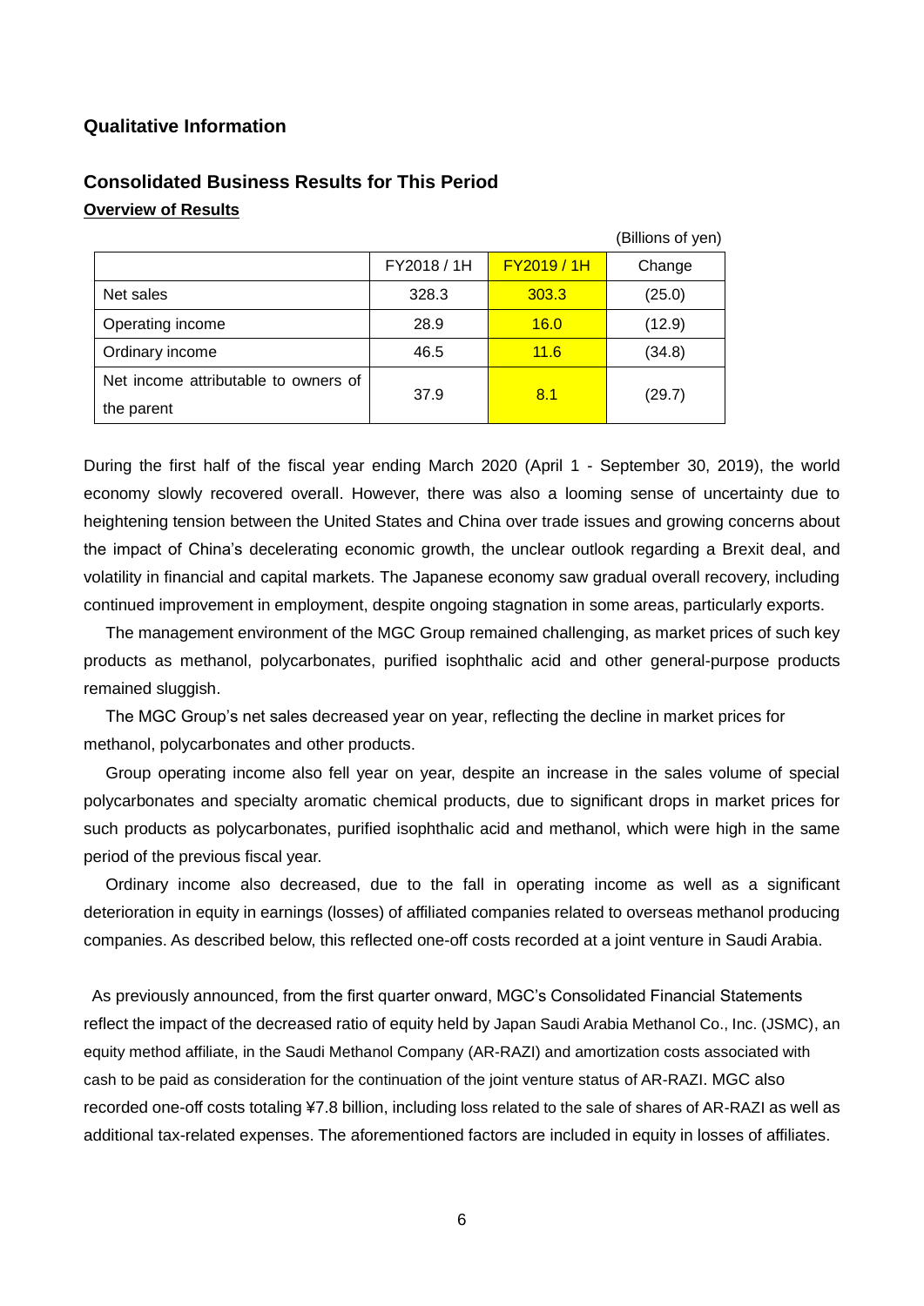## Qualitative Information

### Consolidated Business Results for This Period

**Overview of Results**

(Billions of yen)

| | FY2018 / 1H | FY2019 / 1H | Change |
|---|---|---|---|
| Net sales | 328.3 | 303.3 | (25.0) |
| Operating income | 28.9 | 16.0 | (12.9) |
| Ordinary income | 46.5 | 11.6 | (34.8) |
| Net income attributable to owners of the parent | 37.9 | 8.1 | (29.7) |

During the first half of the fiscal year ending March 2020 (April 1 - September 30, 2019), the world economy slowly recovered overall. However, there was also a looming sense of uncertainty due to heightening tension between the United States and China over trade issues and growing concerns about the impact of China's decelerating economic growth, the unclear outlook regarding a Brexit deal, and volatility in financial and capital markets. The Japanese economy saw gradual overall recovery, including continued improvement in employment, despite ongoing stagnation in some areas, particularly exports.

The management environment of the MGC Group remained challenging, as market prices of such key products as methanol, polycarbonates, purified isophthalic acid and other general-purpose products remained sluggish.

The MGC Group's net sales decreased year on year, reflecting the decline in market prices for methanol, polycarbonates and other products.

Group operating income also fell year on year, despite an increase in the sales volume of special polycarbonates and specialty aromatic chemical products, due to significant drops in market prices for such products as polycarbonates, purified isophthalic acid and methanol, which were high in the same period of the previous fiscal year.

Ordinary income also decreased, due to the fall in operating income as well as a significant deterioration in equity in earnings (losses) of affiliated companies related to overseas methanol producing companies. As described below, this reflected one-off costs recorded at a joint venture in Saudi Arabia.

As previously announced, from the first quarter onward, MGC's Consolidated Financial Statements reflect the impact of the decreased ratio of equity held by Japan Saudi Arabia Methanol Co., Inc. (JSMC), an equity method affiliate, in the Saudi Methanol Company (AR-RAZI) and amortization costs associated with cash to be paid as consideration for the continuation of the joint venture status of AR-RAZI. MGC also recorded one-off costs totaling ¥7.8 billion, including loss related to the sale of shares of AR-RAZI as well as additional tax-related expenses. The aforementioned factors are included in equity in losses of affiliates.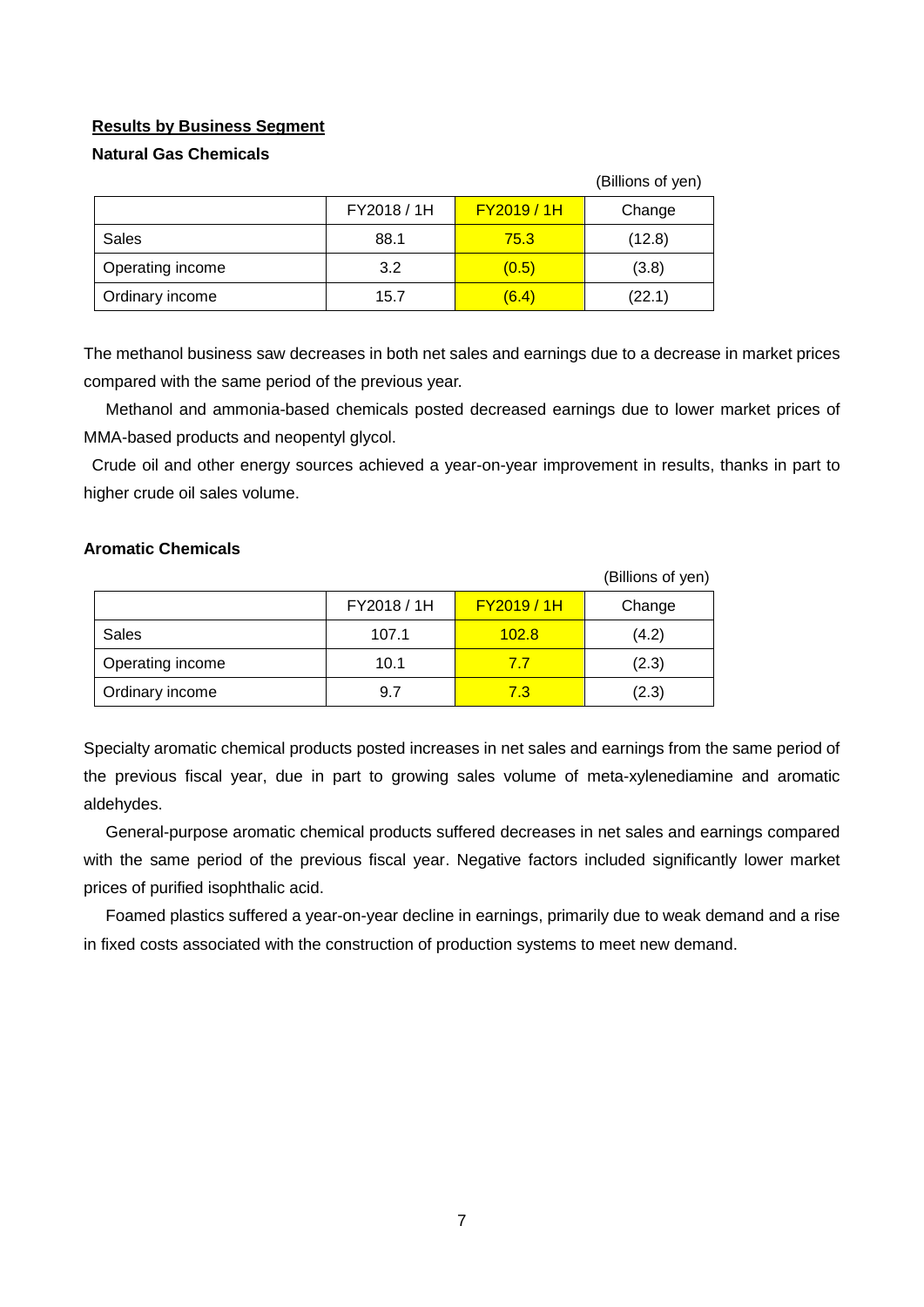## Results by Business Segment

### Natural Gas Chemicals

(Billions of yen)

| | FY2018 / 1H | FY2019 / 1H | Change |
|---|---|---|---|
| Sales | 88.1 | 75.3 | (12.8) |
| Operating income | 3.2 | (0.5) | (3.8) |
| Ordinary income | 15.7 | (6.4) | (22.1) |

The methanol business saw decreases in both net sales and earnings due to a decrease in market prices compared with the same period of the previous year.

Methanol and ammonia-based chemicals posted decreased earnings due to lower market prices of MMA-based products and neopentyl glycol.

Crude oil and other energy sources achieved a year-on-year improvement in results, thanks in part to higher crude oil sales volume.

### Aromatic Chemicals

(Billions of yen)

| | FY2018 / 1H | FY2019 / 1H | Change |
|---|---|---|---|
| Sales | 107.1 | 102.8 | (4.2) |
| Operating income | 10.1 | 7.7 | (2.3) |
| Ordinary income | 9.7 | 7.3 | (2.3) |

Specialty aromatic chemical products posted increases in net sales and earnings from the same period of the previous fiscal year, due in part to growing sales volume of meta-xylenediamine and aromatic aldehydes.

General-purpose aromatic chemical products suffered decreases in net sales and earnings compared with the same period of the previous fiscal year. Negative factors included significantly lower market prices of purified isophthalic acid.

Foamed plastics suffered a year-on-year decline in earnings, primarily due to weak demand and a rise in fixed costs associated with the construction of production systems to meet new demand.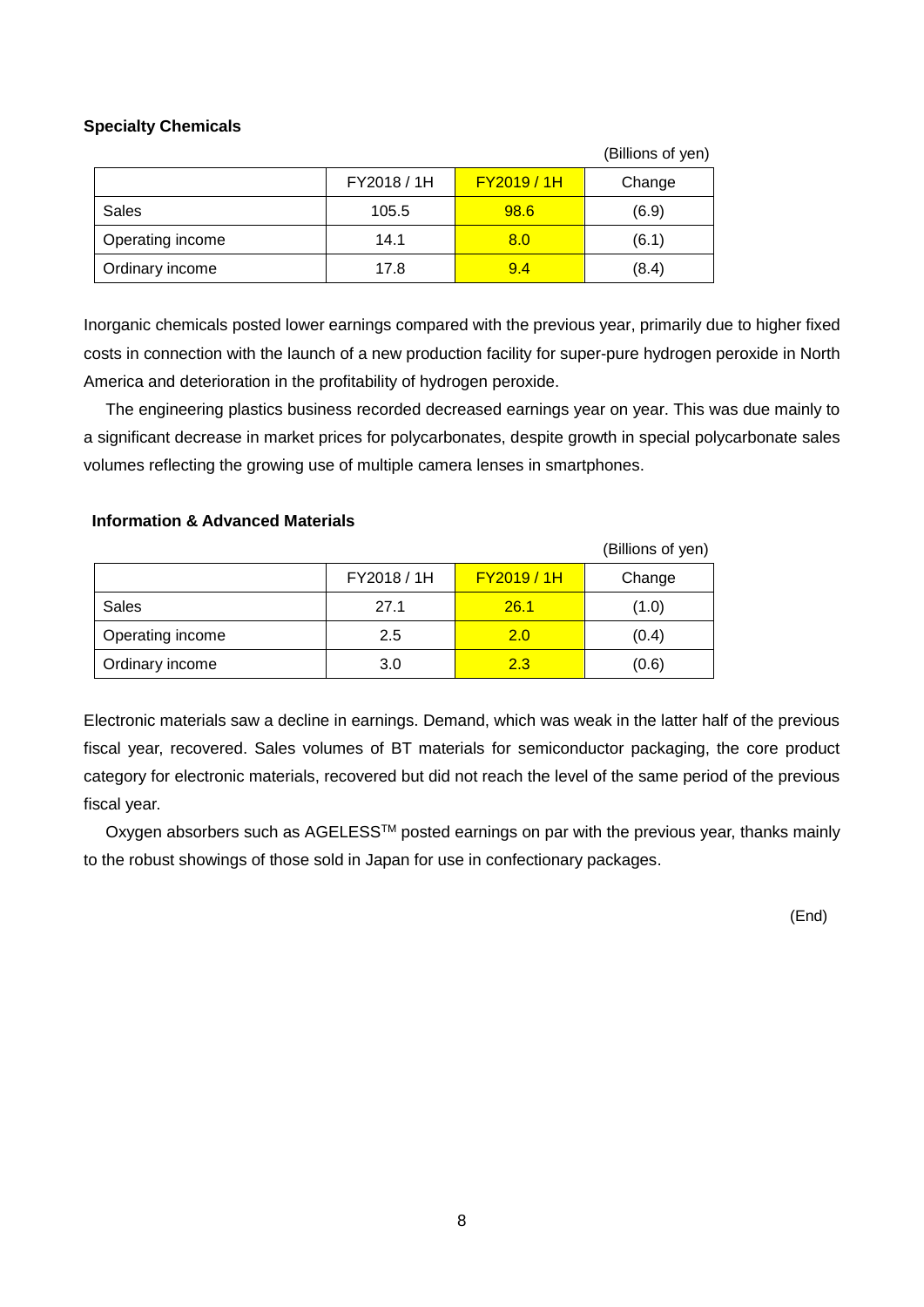**Specialty Chemicals**

(Billions of yen)

| | FY2018 / 1H | FY2019 / 1H | Change |
|---|---|---|---|
| Sales | 105.5 | 98.6 | (6.9) |
| Operating income | 14.1 | 8.0 | (6.1) |
| Ordinary income | 17.8 | 9.4 | (8.4) |

Inorganic chemicals posted lower earnings compared with the previous year, primarily due to higher fixed costs in connection with the launch of a new production facility for super-pure hydrogen peroxide in North America and deterioration in the profitability of hydrogen peroxide.

The engineering plastics business recorded decreased earnings year on year. This was due mainly to a significant decrease in market prices for polycarbonates, despite growth in special polycarbonate sales volumes reflecting the growing use of multiple camera lenses in smartphones.

**Information & Advanced Materials**

(Billions of yen)

| | FY2018 / 1H | FY2019 / 1H | Change |
|---|---|---|---|
| Sales | 27.1 | 26.1 | (1.0) |
| Operating income | 2.5 | 2.0 | (0.4) |
| Ordinary income | 3.0 | 2.3 | (0.6) |

Electronic materials saw a decline in earnings. Demand, which was weak in the latter half of the previous fiscal year, recovered. Sales volumes of BT materials for semiconductor packaging, the core product category for electronic materials, recovered but did not reach the level of the same period of the previous fiscal year.

Oxygen absorbers such as AGELESS™ posted earnings on par with the previous year, thanks mainly to the robust showings of those sold in Japan for use in confectionary packages.

(End)